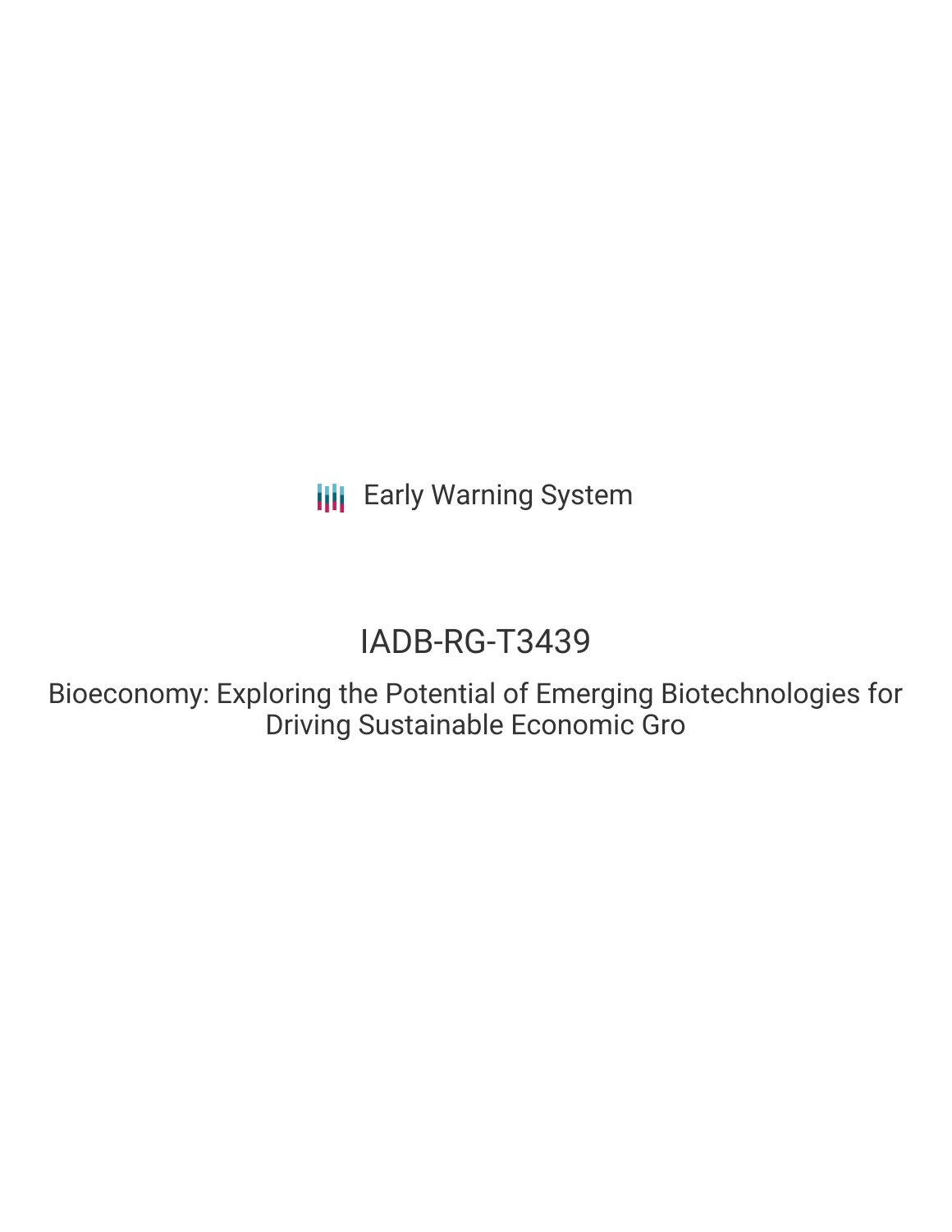Early Warning System

# IADB-RG-T3439

## Bioeconomy: Exploring the Potential of Emerging Biotechnologies for Driving Sustainable Economic Gro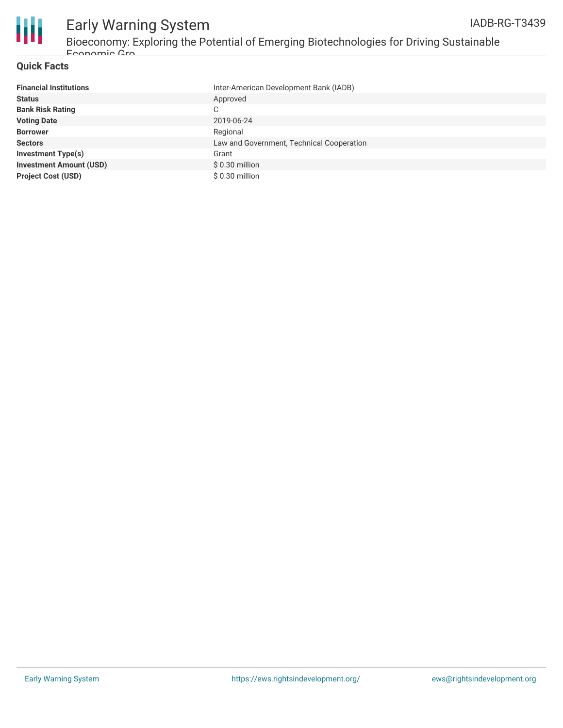## Quick Facts

| | |
|---|---|
| **Financial Institutions** | Inter-American Development Bank (IADB) |
| **Status** | Approved |
| **Bank Risk Rating** | C |
| **Voting Date** | 2019-06-24 |
| **Borrower** | Regional |
| **Sectors** | Law and Government, Technical Cooperation |
| **Investment Type(s)** | Grant |
| **Investment Amount (USD)** | $ 0.30 million |
| **Project Cost (USD)** | $ 0.30 million |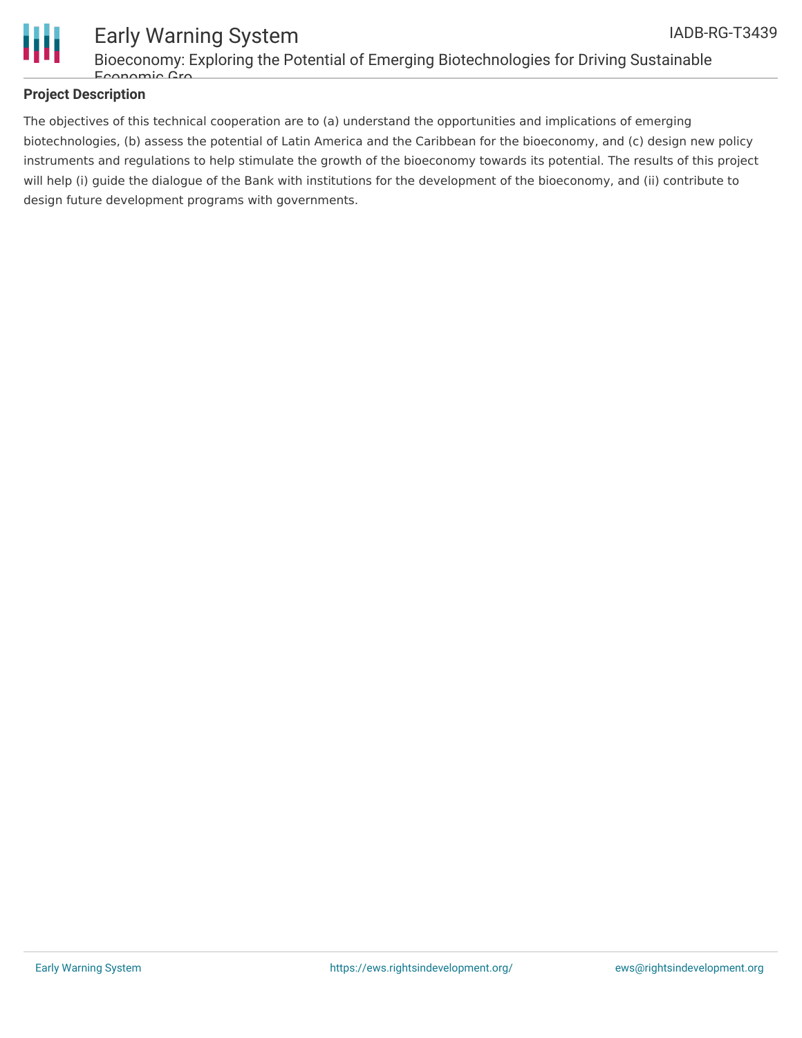**Project Description**

The objectives of this technical cooperation are to (a) understand the opportunities and implications of emerging biotechnologies, (b) assess the potential of Latin America and the Caribbean for the bioeconomy, and (c) design new policy instruments and regulations to help stimulate the growth of the bioeconomy towards its potential. The results of this project will help (i) guide the dialogue of the Bank with institutions for the development of the bioeconomy, and (ii) contribute to design future development programs with governments.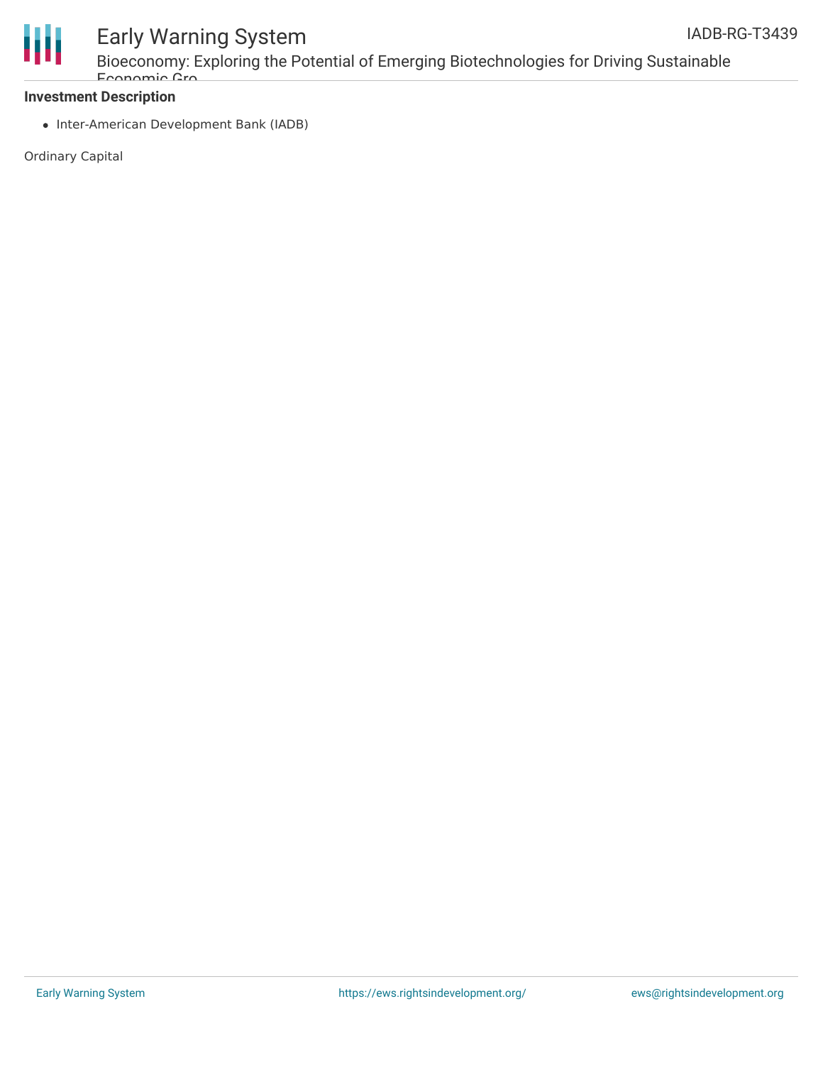## Investment Description

- Inter-American Development Bank (IADB)

Ordinary Capital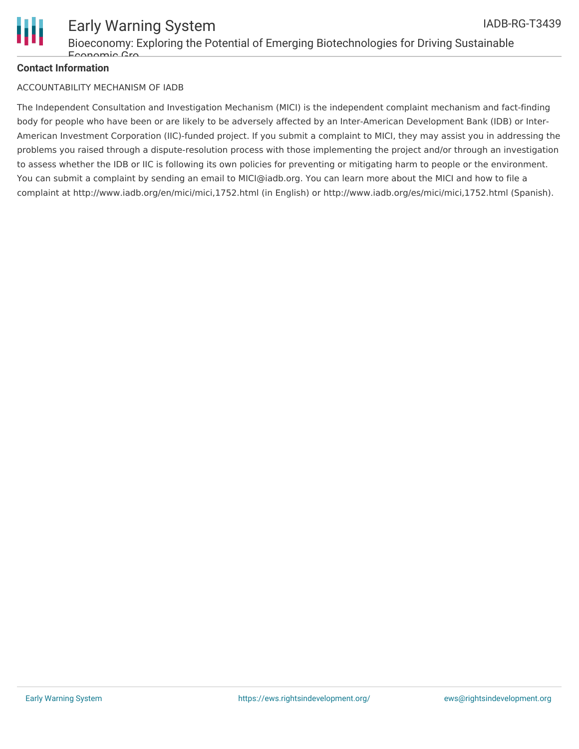**Contact Information**

ACCOUNTABILITY MECHANISM OF IADB

The Independent Consultation and Investigation Mechanism (MICI) is the independent complaint mechanism and fact-finding body for people who have been or are likely to be adversely affected by an Inter-American Development Bank (IDB) or Inter-American Investment Corporation (IIC)-funded project. If you submit a complaint to MICI, they may assist you in addressing the problems you raised through a dispute-resolution process with those implementing the project and/or through an investigation to assess whether the IDB or IIC is following its own policies for preventing or mitigating harm to people or the environment. You can submit a complaint by sending an email to MICI@iadb.org. You can learn more about the MICI and how to file a complaint at http://www.iadb.org/en/mici/mici,1752.html (in English) or http://www.iadb.org/es/mici/mici,1752.html (Spanish).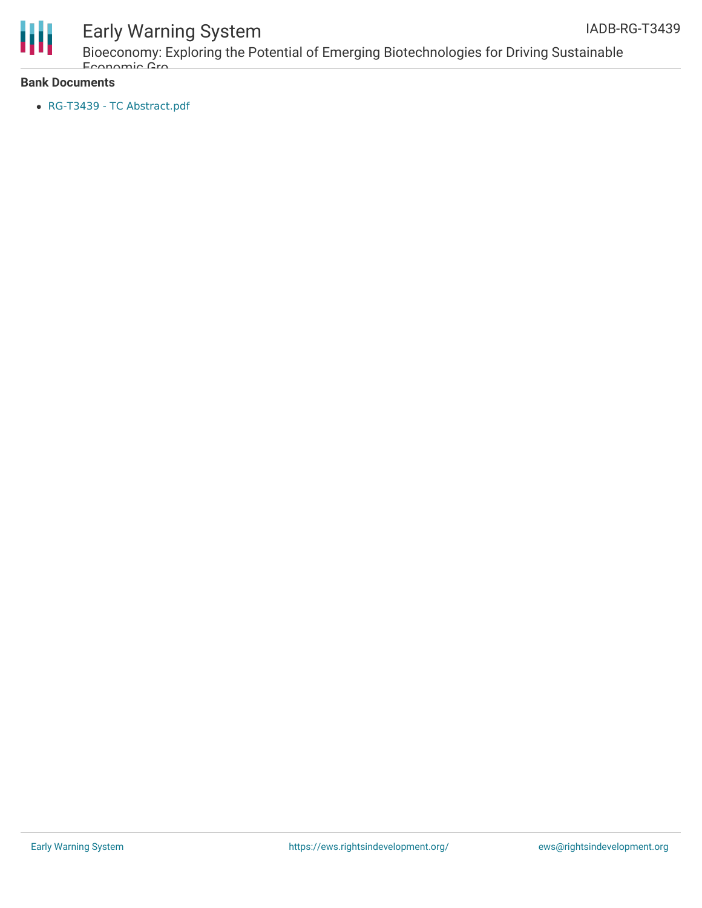**Bank Documents**

- RG-T3439 - TC Abstract.pdf